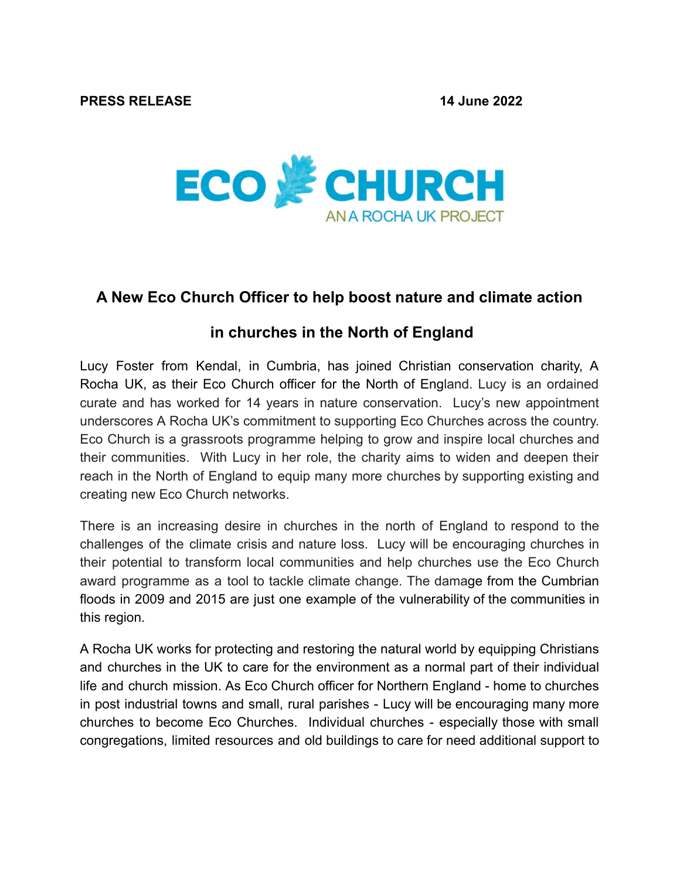**PRESS RELEASE** **14 June 2022**

ECO CHURCH
AN A ROCHA UK PROJECT

## A New Eco Church Officer to help boost nature and climate action in churches in the North of England

Lucy Foster from Kendal, in Cumbria, has joined Christian conservation charity, A Rocha UK, as their Eco Church officer for the North of England. Lucy is an ordained curate and has worked for 14 years in nature conservation. Lucy's new appointment underscores A Rocha UK's commitment to supporting Eco Churches across the country. Eco Church is a grassroots programme helping to grow and inspire local churches and their communities. With Lucy in her role, the charity aims to widen and deepen their reach in the North of England to equip many more churches by supporting existing and creating new Eco Church networks.

There is an increasing desire in churches in the north of England to respond to the challenges of the climate crisis and nature loss. Lucy will be encouraging churches in their potential to transform local communities and help churches use the Eco Church award programme as a tool to tackle climate change. The damage from the Cumbrian floods in 2009 and 2015 are just one example of the vulnerability of the communities in this region.

A Rocha UK works for protecting and restoring the natural world by equipping Christians and churches in the UK to care for the environment as a normal part of their individual life and church mission. As Eco Church officer for Northern England - home to churches in post industrial towns and small, rural parishes - Lucy will be encouraging many more churches to become Eco Churches. Individual churches - especially those with small congregations, limited resources and old buildings to care for need additional support to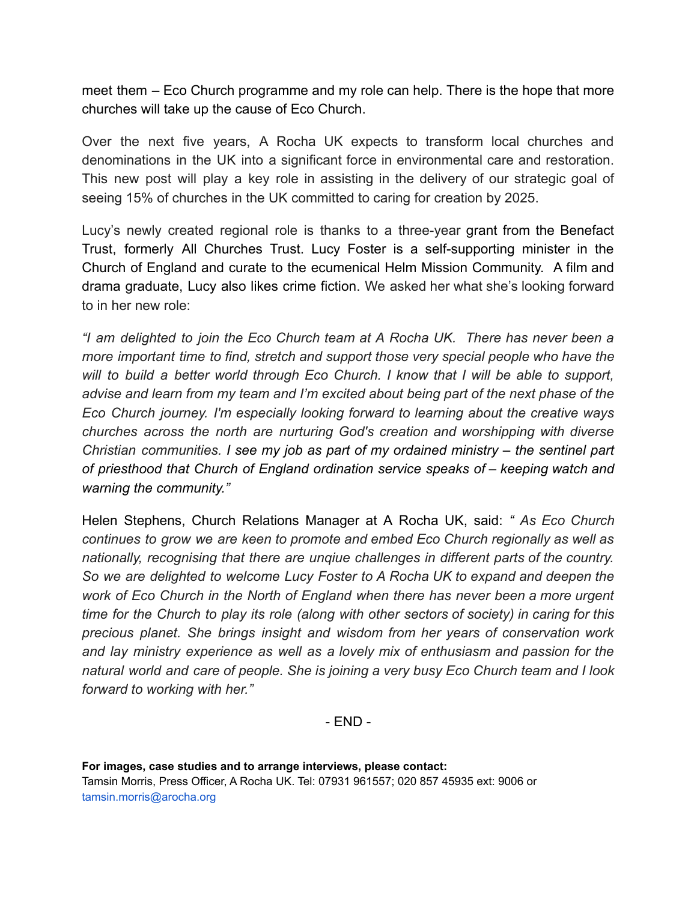meet them – Eco Church programme and my role can help. There is the hope that more churches will take up the cause of Eco Church.

Over the next five years, A Rocha UK expects to transform local churches and denominations in the UK into a significant force in environmental care and restoration. This new post will play a key role in assisting in the delivery of our strategic goal of seeing 15% of churches in the UK committed to caring for creation by 2025.

Lucy's newly created regional role is thanks to a three-year grant from the Benefact Trust, formerly All Churches Trust. Lucy Foster is a self-supporting minister in the Church of England and curate to the ecumenical Helm Mission Community. A film and drama graduate, Lucy also likes crime fiction. We asked her what she's looking forward to in her new role:

*"I am delighted to join the Eco Church team at A Rocha UK. There has never been a more important time to find, stretch and support those very special people who have the will to build a better world through Eco Church. I know that I will be able to support, advise and learn from my team and I'm excited about being part of the next phase of the Eco Church journey. I'm especially looking forward to learning about the creative ways churches across the north are nurturing God's creation and worshipping with diverse Christian communities. I see my job as part of my ordained ministry – the sentinel part of priesthood that Church of England ordination service speaks of – keeping watch and warning the community."*

Helen Stephens, Church Relations Manager at A Rocha UK, said: *" As Eco Church continues to grow we are keen to promote and embed Eco Church regionally as well as nationally, recognising that there are unqiue challenges in different parts of the country. So we are delighted to welcome Lucy Foster to A Rocha UK to expand and deepen the work of Eco Church in the North of England when there has never been a more urgent time for the Church to play its role (along with other sectors of society) in caring for this precious planet. She brings insight and wisdom from her years of conservation work and lay ministry experience as well as a lovely mix of enthusiasm and passion for the natural world and care of people. She is joining a very busy Eco Church team and I look forward to working with her."*

- END -

**For images, case studies and to arrange interviews, please contact:**
Tamsin Morris, Press Officer, A Rocha UK. Tel: 07931 961557; 020 857 45935 ext: 9006 or tamsin.morris@arocha.org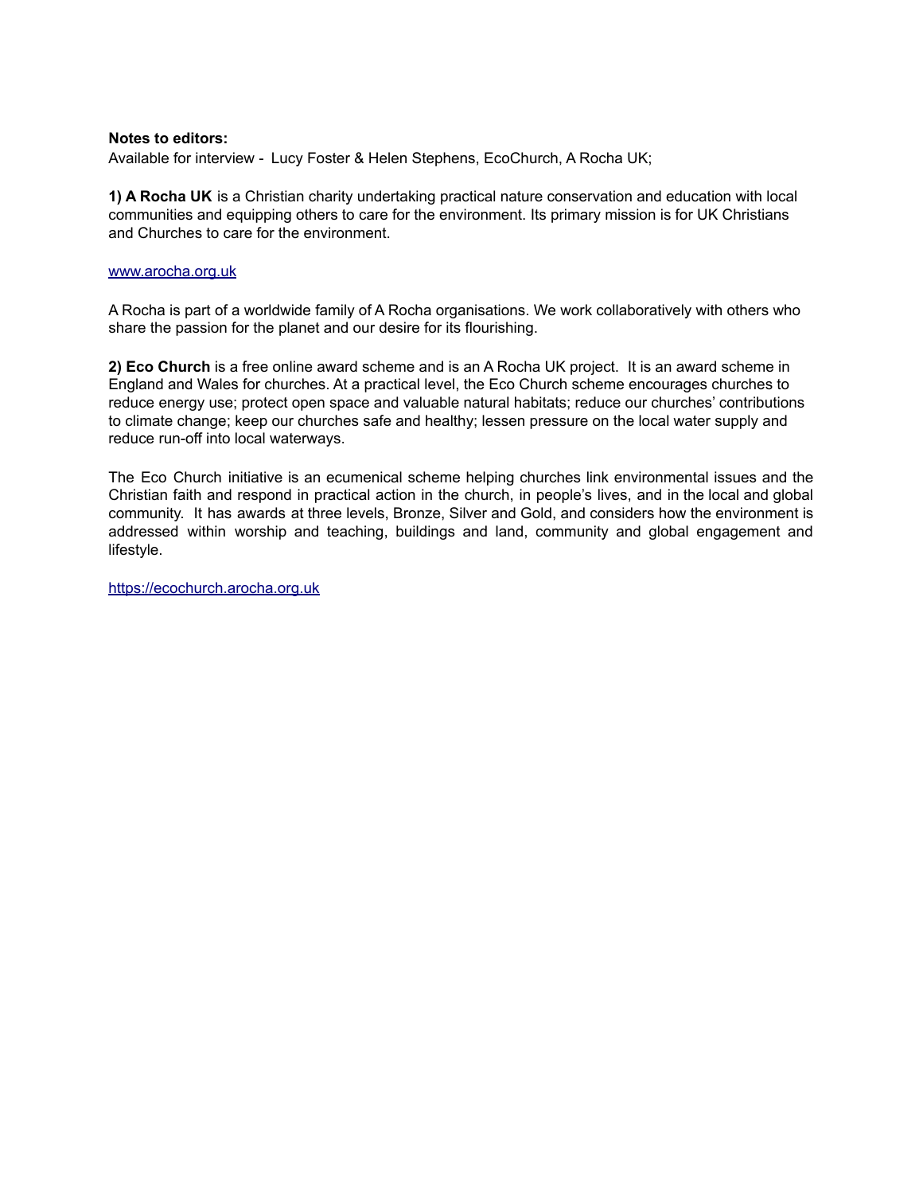**Notes to editors:**
Available for interview - Lucy Foster & Helen Stephens, EcoChurch, A Rocha UK;

**1) A Rocha UK** is a Christian charity undertaking practical nature conservation and education with local communities and equipping others to care for the environment. Its primary mission is for UK Christians and Churches to care for the environment.

[www.arocha.org.uk](http://www.arocha.org.uk)

A Rocha is part of a worldwide family of A Rocha organisations. We work collaboratively with others who share the passion for the planet and our desire for its flourishing.

**2) Eco Church** is a free online award scheme and is an A Rocha UK project. It is an award scheme in England and Wales for churches. At a practical level, the Eco Church scheme encourages churches to reduce energy use; protect open space and valuable natural habitats; reduce our churches' contributions to climate change; keep our churches safe and healthy; lessen pressure on the local water supply and reduce run-off into local waterways.

The Eco Church initiative is an ecumenical scheme helping churches link environmental issues and the Christian faith and respond in practical action in the church, in people's lives, and in the local and global community. It has awards at three levels, Bronze, Silver and Gold, and considers how the environment is addressed within worship and teaching, buildings and land, community and global engagement and lifestyle.

[https://ecochurch.arocha.org.uk](https://ecochurch.arocha.org.uk)